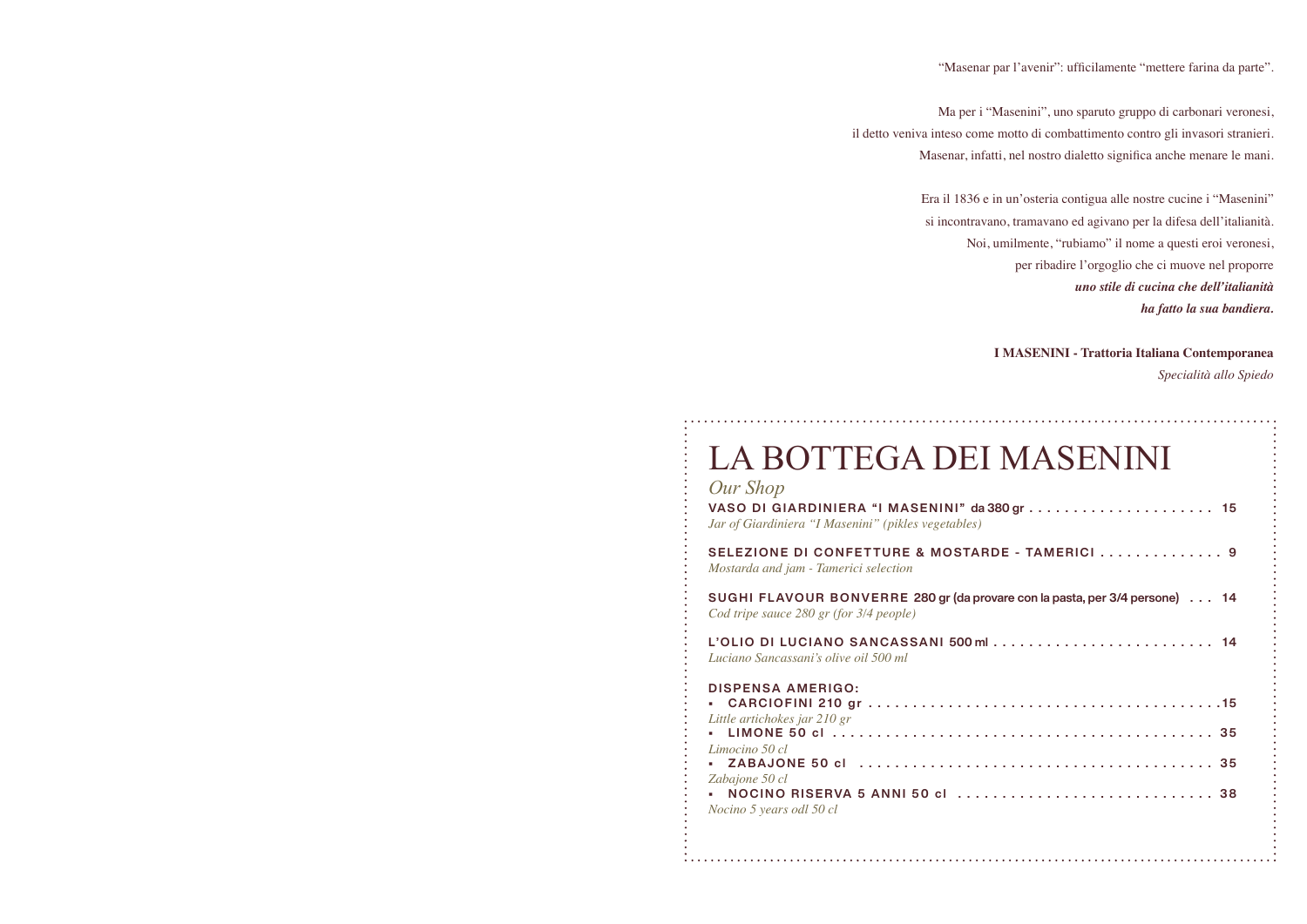"Masenar par l'avenir": ufficilamente "mettere farina da parte".

Ma per i "Masenini", uno sparuto gruppo di carbonari veronesi,
il detto veniva inteso come motto di combattimento contro gli invasori stranieri.
Masenar, infatti, nel nostro dialetto significa anche menare le mani.

Era il 1836 e in un'osteria contigua alle nostre cucine i "Masenini"
si incontravano, tramavano ed agivano per la difesa dell'italianità.
Noi, umilmente, "rubiamo" il nome a questi eroi veronesi,
per ribadire l'orgoglio che ci muove nel proporre
***uno stile di cucina che dell'italianità***
***ha fatto la sua bandiera.***

**I MASENINI - Trattoria Italiana Contemporanea**
*Specialità allo Spiedo*

# LA BOTTEGA DEI MASENINI

*Our Shop*

**VASO DI GIARDINIERA "I MASENINI" da 380 gr** . . . . . . . . . . . . . . . . . . . . . 15
*Jar of Giardiniera "I Masenini" (pikles vegetables)*

**SELEZIONE DI CONFETTURE & MOSTARDE - TAMERICI** . . . . . . . . . . . . . 9
*Mostarda and jam - Tamerici selection*

**SUGHI FLAVOUR BONVERRE 280 gr (da provare con la pasta, per 3/4 persone)** . . . 14
*Cod tripe sauce 280 gr (for 3/4 people)*

**L'OLIO DI LUCIANO SANCASSANI 500 ml** . . . . . . . . . . . . . . . . . . . . . . . . . 14
*Luciano Sancassani's olive oil 500 ml*

**DISPENSA AMERIGO:**

- **CARCIOFINI 210 gr** . . . . . . . . . . . . . . . . . . . . . . . . . . . . . . . . . . . . . . . 15
  *Little artichokes jar 210 gr*
- **LIMONE 50 cl** . . . . . . . . . . . . . . . . . . . . . . . . . . . . . . . . . . . . . . . . . . . 35
  *Limocino 50 cl*
- **ZABAJONE 50 cl** . . . . . . . . . . . . . . . . . . . . . . . . . . . . . . . . . . . . . . . 35
  *Zabajone 50 cl*
- **NOCINO RISERVA 5 ANNI 50 cl** . . . . . . . . . . . . . . . . . . . . . . . . . . . . 38
  *Nocino 5 years odl 50 cl*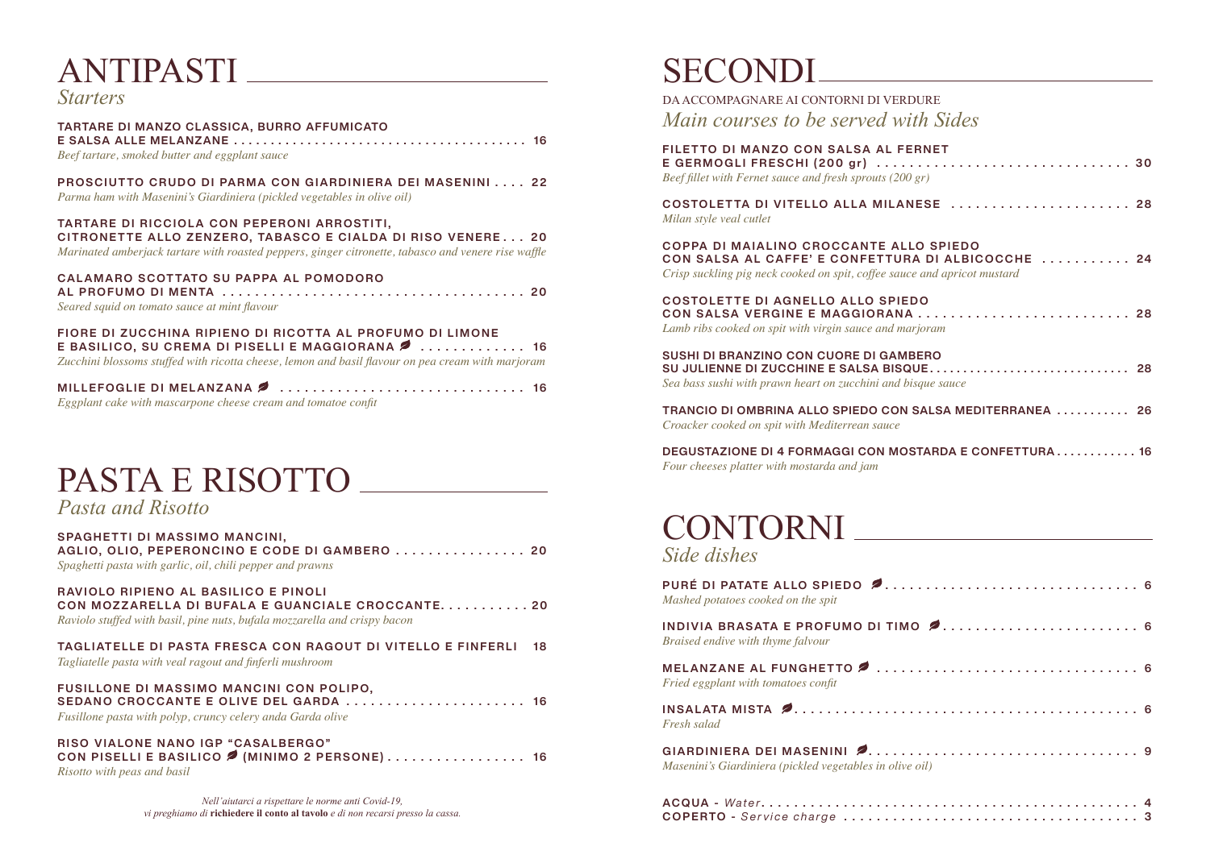# ANTIPASTI

*Starters*

**TARTARE DI MANZO CLASSICA, BURRO AFFUMICATO E SALSA ALLE MELANZANE** ..... 16
*Beef tartare, smoked butter and eggplant sauce*

**PROSCIUTTO CRUDO DI PARMA CON GIARDINIERA DEI MASENINI** ..... 22
*Parma ham with Masenini's Giardiniera (pickled vegetables in olive oil)*

**TARTARE DI RICCIOLA CON PEPERONI ARROSTITI, CITRONETTE ALLO ZENZERO, TABASCO E CIALDA DI RISO VENERE** ..... 20
*Marinated amberjack tartare with roasted peppers, ginger citronette, tabasco and venere rise waffle*

**CALAMARO SCOTTATO SU PAPPA AL POMODORO AL PROFUMO DI MENTA** ..... 20
*Seared squid on tomato sauce at mint flavour*

**FIORE DI ZUCCHINA RIPIENO DI RICOTTA AL PROFUMO DI LIMONE E BASILICO, SU CREMA DI PISELLI E MAGGIORANA** ..... 16
*Zucchini blossoms stuffed with ricotta cheese, lemon and basil flavour on pea cream with marjoram*

**MILLEFOGLIE DI MELANZANA** ..... 16
*Eggplant cake with mascarpone cheese cream and tomatoe confit*

# PASTA E RISOTTO

*Pasta and Risotto*

**SPAGHETTI DI MASSIMO MANCINI, AGLIO, OLIO, PEPERONCINO E CODE DI GAMBERO** ..... 20
*Spaghetti pasta with garlic, oil, chili pepper and prawns*

**RAVIOLO RIPIENO AL BASILICO E PINOLI CON MOZZARELLA DI BUFALA E GUANCIALE CROCCANTE** ..... 20
*Raviolo stuffed with basil, pine nuts, bufala mozzarella and crispy bacon*

**TAGLIATELLE DI PASTA FRESCA CON RAGOUT DI VITELLO E FINFERLI** ..... 18
*Tagliatelle pasta with veal ragout and finferli mushroom*

**FUSILLONE DI MASSIMO MANCINI CON POLIPO, SEDANO CROCCANTE E OLIVE DEL GARDA** ..... 16
*Fusillone pasta with polyp, cruncy celery anda Garda olive*

**RISO VIALONE NANO IGP "CASALBERGO" CON PISELLI E BASILICO (MINIMO 2 PERSONE)** ..... 16
*Risotto with peas and basil*

*Nell'aiutarci a rispettare le norme anti Covid-19, vi preghiamo di* **richiedere il conto al tavolo** *e di non recarsi presso la cassa.*

# SECONDI

DA ACCOMPAGNARE AI CONTORNI DI VERDURE
*Main courses to be served with Sides*

**FILETTO DI MANZO CON SALSA AL FERNET E GERMOGLI FRESCHI (200 gr)** ..... 30
*Beef fillet with Fernet sauce and fresh sprouts (200 gr)*

**COSTOLETTA DI VITELLO ALLA MILANESE** ..... 28
*Milan style veal cutlet*

**COPPA DI MAIALINO CROCCANTE ALLO SPIEDO CON SALSA AL CAFFE' E CONFETTURA DI ALBICOCCHE** ..... 24
*Crisp suckling pig neck cooked on spit, coffee sauce and apricot mustard*

**COSTOLETTE DI AGNELLO ALLO SPIEDO CON SALSA VERGINE E MAGGIORANA** ..... 28
*Lamb ribs cooked on spit with virgin sauce and marjoram*

**SUSHI DI BRANZINO CON CUORE DI GAMBERO SU JULIENNE DI ZUCCHINE E SALSA BISQUE** ..... 28
*Sea bass sushi with prawn heart on zucchini and bisque sauce*

**TRANCIO DI OMBRINA ALLO SPIEDO CON SALSA MEDITERRANEA** ..... 26
*Croacker cooked on spit with Mediterrean sauce*

**DEGUSTAZIONE DI 4 FORMAGGI CON MOSTARDA E CONFETTURA** ..... 16
*Four cheeses platter with mostarda and jam*

# CONTORNI

*Side dishes*

**PURÉ DI PATATE ALLO SPIEDO** ..... 6
*Mashed potatoes cooked on the spit*

**INDIVIA BRASATA E PROFUMO DI TIMO** ..... 6
*Braised endive with thyme falvour*

**MELANZANE AL FUNGHETTO** ..... 6
*Fried eggplant with tomatoes confit*

**INSALATA MISTA** ..... 6
*Fresh salad*

**GIARDINIERA DEI MASENINI** ..... 9
*Masenini's Giardiniera (pickled vegetables in olive oil)*

**ACQUA** - *Water* ..... 4
**COPERTO** - *Service charge* ..... 3